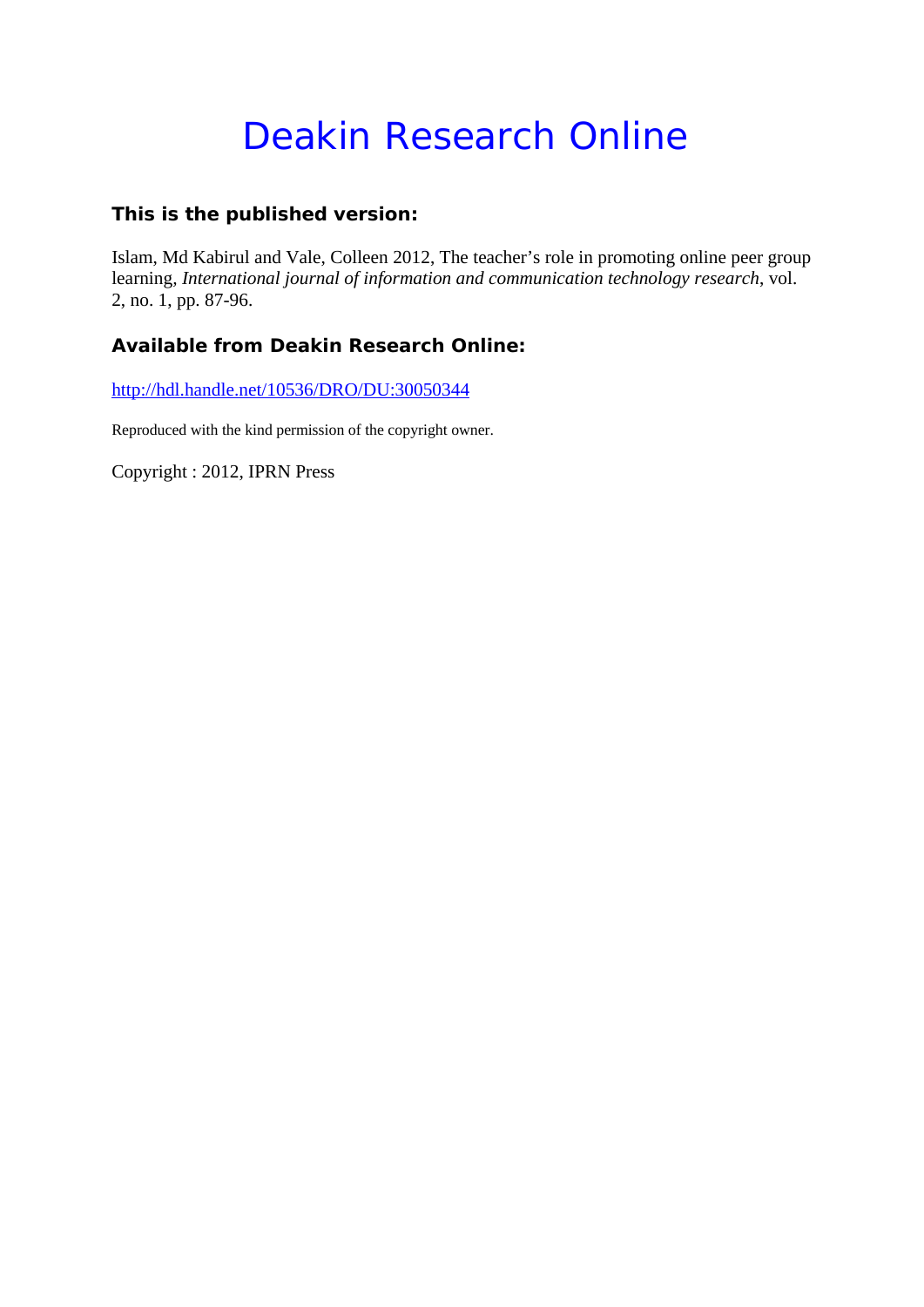# Deakin Research Online

### This is the published version:

Islam, Md Kabirul and Vale, Colleen 2012, The teacher's role in promoting online peer group learning, *International journal of information and communication technology research*, vol. 2, no. 1, pp. 87-96.

### Available from Deakin Research Online:

http://hdl.handle.net/10536/DRO/DU:30050344

Reproduced with the kind permission of the copyright owner.

Copyright : 2012, IPRN Press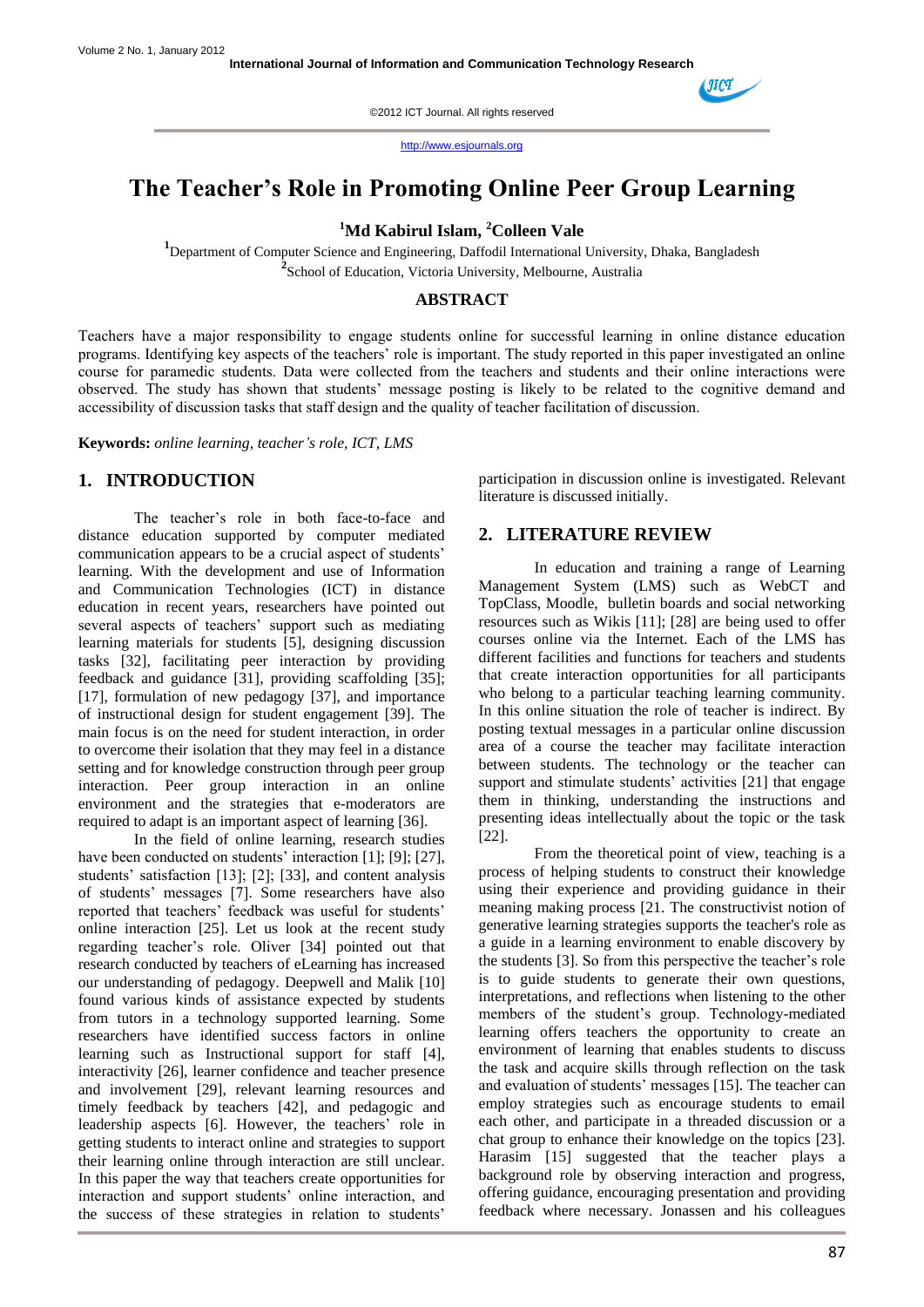# The Teacher's Role in Promoting Online Peer Group Learning

[1]Md Kabirul Islam, [2]Colleen Vale

[1]Department of Computer Science and Engineering, Daffodil International University, Dhaka, Bangladesh
[2]School of Education, Victoria University, Melbourne, Australia

## ABSTRACT

Teachers have a major responsibility to engage students online for successful learning in online distance education programs. Identifying key aspects of the teachers' role is important. The study reported in this paper investigated an online course for paramedic students. Data were collected from the teachers and students and their online interactions were observed. The study has shown that students' message posting is likely to be related to the cognitive demand and accessibility of discussion tasks that staff design and the quality of teacher facilitation of discussion.

**Keywords:** *online learning, teacher's role, ICT, LMS*

## 1. INTRODUCTION

The teacher's role in both face-to-face and distance education supported by computer mediated communication appears to be a crucial aspect of students' learning. With the development and use of Information and Communication Technologies (ICT) in distance education in recent years, researchers have pointed out several aspects of teachers' support such as mediating learning materials for students [5], designing discussion tasks [32], facilitating peer interaction by providing feedback and guidance [31], providing scaffolding [35]; [17], formulation of new pedagogy [37], and importance of instructional design for student engagement [39]. The main focus is on the need for student interaction, in order to overcome their isolation that they may feel in a distance setting and for knowledge construction through peer group interaction. Peer group interaction in an online environment and the strategies that e-moderators are required to adapt is an important aspect of learning [36].

In the field of online learning, research studies have been conducted on students' interaction [1]; [9]; [27], students' satisfaction [13]; [2]; [33], and content analysis of students' messages [7]. Some researchers have also reported that teachers' feedback was useful for students' online interaction [25]. Let us look at the recent study regarding teacher's role. Oliver [34] pointed out that research conducted by teachers of eLearning has increased our understanding of pedagogy. Deepwell and Malik [10] found various kinds of assistance expected by students from tutors in a technology supported learning. Some researchers have identified success factors in online learning such as Instructional support for staff [4], interactivity [26], learner confidence and teacher presence and involvement [29], relevant learning resources and timely feedback by teachers [42], and pedagogic and leadership aspects [6]. However, the teachers' role in getting students to interact online and strategies to support their learning online through interaction are still unclear. In this paper the way that teachers create opportunities for interaction and support students' online interaction, and the success of these strategies in relation to students' participation in discussion online is investigated. Relevant literature is discussed initially.

## 2. LITERATURE REVIEW

In education and training a range of Learning Management System (LMS) such as WebCT and TopClass, Moodle, bulletin boards and social networking resources such as Wikis [11]; [28] are being used to offer courses online via the Internet. Each of the LMS has different facilities and functions for teachers and students that create interaction opportunities for all participants who belong to a particular teaching learning community. In this online situation the role of teacher is indirect. By posting textual messages in a particular online discussion area of a course the teacher may facilitate interaction between students. The technology or the teacher can support and stimulate students' activities [21] that engage them in thinking, understanding the instructions and presenting ideas intellectually about the topic or the task [22].

From the theoretical point of view, teaching is a process of helping students to construct their knowledge using their experience and providing guidance in their meaning making process [21. The constructivist notion of generative learning strategies supports the teacher's role as a guide in a learning environment to enable discovery by the students [3]. So from this perspective the teacher's role is to guide students to generate their own questions, interpretations, and reflections when listening to the other members of the student's group. Technology-mediated learning offers teachers the opportunity to create an environment of learning that enables students to discuss the task and acquire skills through reflection on the task and evaluation of students' messages [15]. The teacher can employ strategies such as encourage students to email each other, and participate in a threaded discussion or a chat group to enhance their knowledge on the topics [23]. Harasim [15] suggested that the teacher plays a background role by observing interaction and progress, offering guidance, encouraging presentation and providing feedback where necessary. Jonassen and his colleagues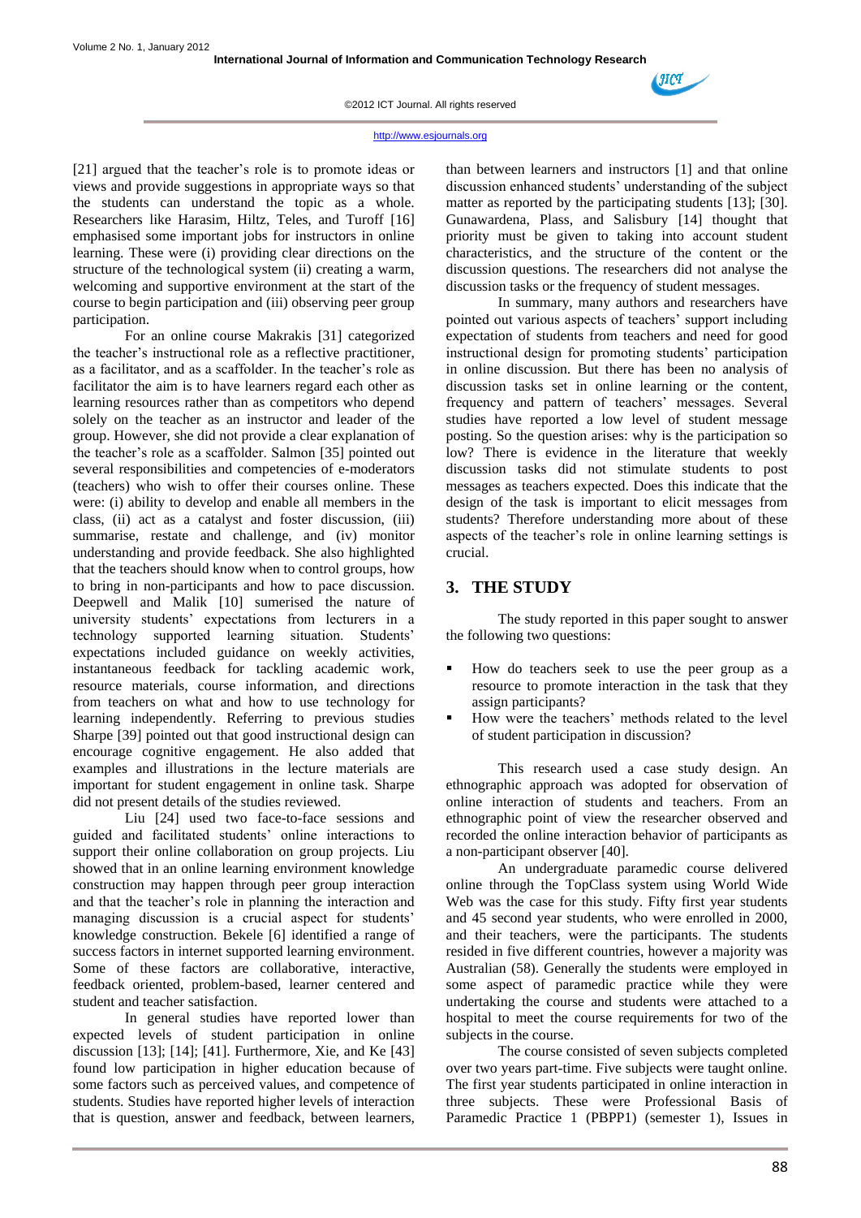[21] argued that the teacher's role is to promote ideas or views and provide suggestions in appropriate ways so that the students can understand the topic as a whole. Researchers like Harasim, Hiltz, Teles, and Turoff [16] emphasised some important jobs for instructors in online learning. These were (i) providing clear directions on the structure of the technological system (ii) creating a warm, welcoming and supportive environment at the start of the course to begin participation and (iii) observing peer group participation.

For an online course Makrakis [31] categorized the teacher's instructional role as a reflective practitioner, as a facilitator, and as a scaffolder. In the teacher's role as facilitator the aim is to have learners regard each other as learning resources rather than as competitors who depend solely on the teacher as an instructor and leader of the group. However, she did not provide a clear explanation of the teacher's role as a scaffolder. Salmon [35] pointed out several responsibilities and competencies of e-moderators (teachers) who wish to offer their courses online. These were: (i) ability to develop and enable all members in the class, (ii) act as a catalyst and foster discussion, (iii) summarise, restate and challenge, and (iv) monitor understanding and provide feedback. She also highlighted that the teachers should know when to control groups, how to bring in non-participants and how to pace discussion. Deepwell and Malik [10] sumerised the nature of university students' expectations from lecturers in a technology supported learning situation. Students' expectations included guidance on weekly activities, instantaneous feedback for tackling academic work, resource materials, course information, and directions from teachers on what and how to use technology for learning independently. Referring to previous studies Sharpe [39] pointed out that good instructional design can encourage cognitive engagement. He also added that examples and illustrations in the lecture materials are important for student engagement in online task. Sharpe did not present details of the studies reviewed.

Liu [24] used two face-to-face sessions and guided and facilitated students' online interactions to support their online collaboration on group projects. Liu showed that in an online learning environment knowledge construction may happen through peer group interaction and that the teacher's role in planning the interaction and managing discussion is a crucial aspect for students' knowledge construction. Bekele [6] identified a range of success factors in internet supported learning environment. Some of these factors are collaborative, interactive, feedback oriented, problem-based, learner centered and student and teacher satisfaction.

In general studies have reported lower than expected levels of student participation in online discussion [13]; [14]; [41]. Furthermore, Xie, and Ke [43] found low participation in higher education because of some factors such as perceived values, and competence of students. Studies have reported higher levels of interaction that is question, answer and feedback, between learners, than between learners and instructors [1] and that online discussion enhanced students' understanding of the subject matter as reported by the participating students [13]; [30]. Gunawardena, Plass, and Salisbury [14] thought that priority must be given to taking into account student characteristics, and the structure of the content or the discussion questions. The researchers did not analyse the discussion tasks or the frequency of student messages.

In summary, many authors and researchers have pointed out various aspects of teachers' support including expectation of students from teachers and need for good instructional design for promoting students' participation in online discussion. But there has been no analysis of discussion tasks set in online learning or the content, frequency and pattern of teachers' messages. Several studies have reported a low level of student message posting. So the question arises: why is the participation so low? There is evidence in the literature that weekly discussion tasks did not stimulate students to post messages as teachers expected. Does this indicate that the design of the task is important to elicit messages from students? Therefore understanding more about of these aspects of the teacher's role in online learning settings is crucial.

## 3. THE STUDY

The study reported in this paper sought to answer the following two questions:

- How do teachers seek to use the peer group as a resource to promote interaction in the task that they assign participants?
- How were the teachers' methods related to the level of student participation in discussion?

This research used a case study design. An ethnographic approach was adopted for observation of online interaction of students and teachers. From an ethnographic point of view the researcher observed and recorded the online interaction behavior of participants as a non-participant observer [40].

An undergraduate paramedic course delivered online through the TopClass system using World Wide Web was the case for this study. Fifty first year students and 45 second year students, who were enrolled in 2000, and their teachers, were the participants. The students resided in five different countries, however a majority was Australian (58). Generally the students were employed in some aspect of paramedic practice while they were undertaking the course and students were attached to a hospital to meet the course requirements for two of the subjects in the course.

The course consisted of seven subjects completed over two years part-time. Five subjects were taught online. The first year students participated in online interaction in three subjects. These were Professional Basis of Paramedic Practice 1 (PBPP1) (semester 1), Issues in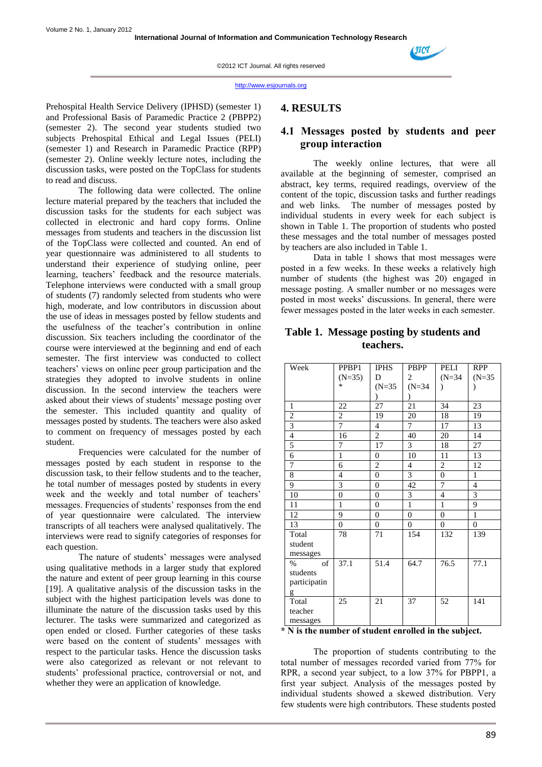Prehospital Health Service Delivery (IPHSD) (semester 1) and Professional Basis of Paramedic Practice 2 (PBPP2) (semester 2). The second year students studied two subjects Prehospital Ethical and Legal Issues (PELI) (semester 1) and Research in Paramedic Practice (RPP) (semester 2). Online weekly lecture notes, including the discussion tasks, were posted on the TopClass for students to read and discuss.

The following data were collected. The online lecture material prepared by the teachers that included the discussion tasks for the students for each subject was collected in electronic and hard copy forms. Online messages from students and teachers in the discussion list of the TopClass were collected and counted. An end of year questionnaire was administered to all students to understand their experience of studying online, peer learning, teachers' feedback and the resource materials. Telephone interviews were conducted with a small group of students (7) randomly selected from students who were high, moderate, and low contributors in discussion about the use of ideas in messages posted by fellow students and the usefulness of the teacher's contribution in online discussion. Six teachers including the coordinator of the course were interviewed at the beginning and end of each semester. The first interview was conducted to collect teachers' views on online peer group participation and the strategies they adopted to involve students in online discussion. In the second interview the teachers were asked about their views of students' message posting over the semester. This included quantity and quality of messages posted by students. The teachers were also asked to comment on frequency of messages posted by each student.

Frequencies were calculated for the number of messages posted by each student in response to the discussion task, to their fellow students and to the teacher, he total number of messages posted by students in every week and the weekly and total number of teachers' messages. Frequencies of students' responses from the end of year questionnaire were calculated. The interview transcripts of all teachers were analysed qualitatively. The interviews were read to signify categories of responses for each question.

The nature of students' messages were analysed using qualitative methods in a larger study that explored the nature and extent of peer group learning in this course [19]. A qualitative analysis of the discussion tasks in the subject with the highest participation levels was done to illuminate the nature of the discussion tasks used by this lecturer. The tasks were summarized and categorized as open ended or closed. Further categories of these tasks were based on the content of students' messages with respect to the particular tasks. Hence the discussion tasks were also categorized as relevant or not relevant to students' professional practice, controversial or not, and whether they were an application of knowledge.

# 4. RESULTS

## 4.1 Messages posted by students and peer group interaction

The weekly online lectures, that were all available at the beginning of semester, comprised an abstract, key terms, required readings, overview of the content of the topic, discussion tasks and further readings and web links. The number of messages posted by individual students in every week for each subject is shown in Table 1. The proportion of students who posted these messages and the total number of messages posted by teachers are also included in Table 1.

Data in table 1 shows that most messages were posted in a few weeks. In these weeks a relatively high number of students (the highest was 20) engaged in message posting. A smaller number or no messages were posted in most weeks' discussions. In general, there were fewer messages posted in the later weeks in each semester.

**Table 1. Message posting by students and teachers.**

| Week | PPBP1 (N=35) * | IPHSD (N=35) | PBPP2 (N=34) | PELI (N=34) | RPP (N=35) |
|---|---|---|---|---|---|
| 1 | 22 | 27 | 21 | 34 | 23 |
| 2 | 2 | 19 | 20 | 18 | 19 |
| 3 | 7 | 4 | 7 | 17 | 13 |
| 4 | 16 | 2 | 40 | 20 | 14 |
| 5 | 7 | 17 | 3 | 18 | 27 |
| 6 | 1 | 0 | 10 | 11 | 13 |
| 7 | 6 | 2 | 4 | 2 | 12 |
| 8 | 4 | 0 | 3 | 0 | 1 |
| 9 | 3 | 0 | 42 | 7 | 4 |
| 10 | 0 | 0 | 3 | 4 | 3 |
| 11 | 1 | 0 | 1 | 1 | 9 |
| 12 | 9 | 0 | 0 | 0 | 1 |
| 13 | 0 | 0 | 0 | 0 | 0 |
| Total student messages | 78 | 71 | 154 | 132 | 139 |
| % of students participating | 37.1 | 51.4 | 64.7 | 76.5 | 77.1 |
| Total teacher messages | 25 | 21 | 37 | 52 | 141 |

**\* N is the number of student enrolled in the subject.**

The proportion of students contributing to the total number of messages recorded varied from 77% for RPR, a second year subject, to a low 37% for PBPP1, a first year subject. Analysis of the messages posted by individual students showed a skewed distribution. Very few students were high contributors. These students posted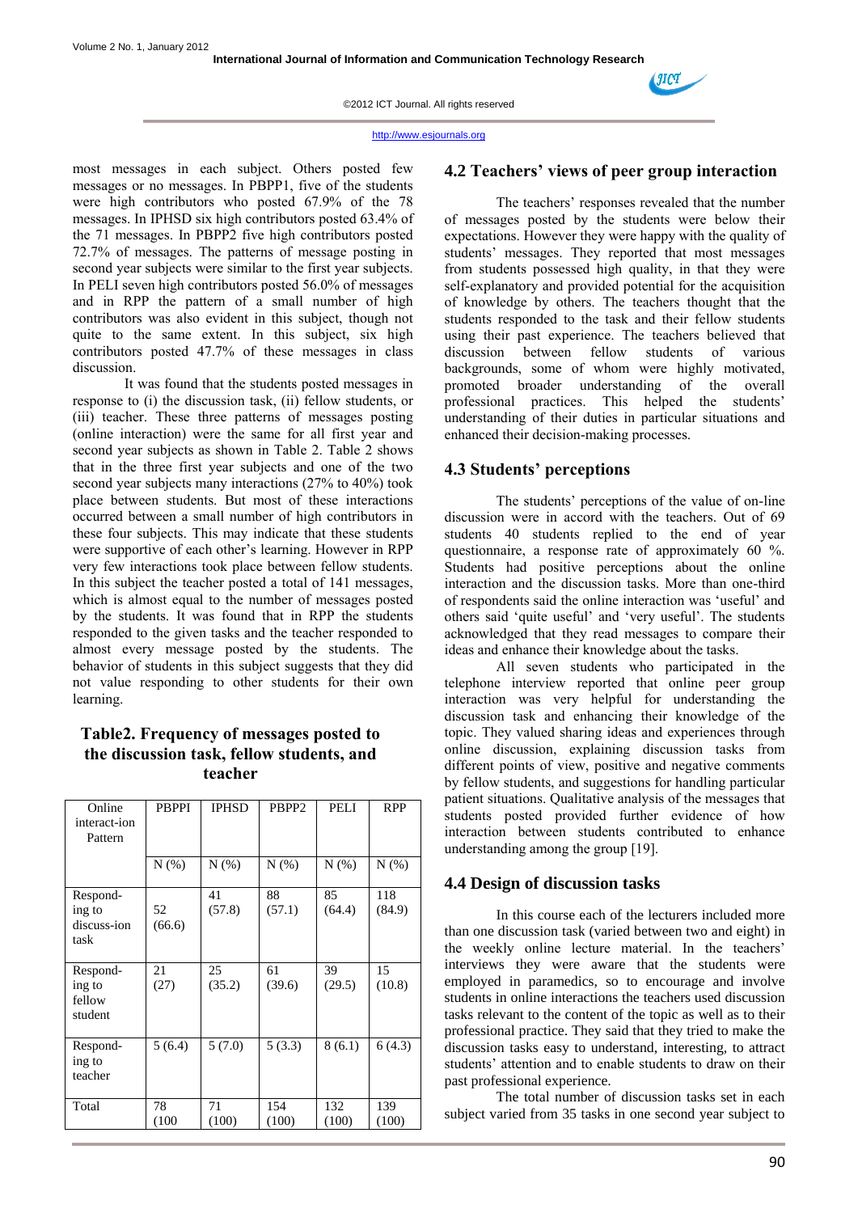most messages in each subject. Others posted few messages or no messages. In PBPP1, five of the students were high contributors who posted 67.9% of the 78 messages. In IPHSD six high contributors posted 63.4% of the 71 messages. In PBPP2 five high contributors posted 72.7% of messages. The patterns of message posting in second year subjects were similar to the first year subjects. In PELI seven high contributors posted 56.0% of messages and in RPP the pattern of a small number of high contributors was also evident in this subject, though not quite to the same extent. In this subject, six high contributors posted 47.7% of these messages in class discussion.

It was found that the students posted messages in response to (i) the discussion task, (ii) fellow students, or (iii) teacher. These three patterns of messages posting (online interaction) were the same for all first year and second year subjects as shown in Table 2. Table 2 shows that in the three first year subjects and one of the two second year subjects many interactions (27% to 40%) took place between students. But most of these interactions occurred between a small number of high contributors in these four subjects. This may indicate that these students were supportive of each other's learning. However in RPP very few interactions took place between fellow students. In this subject the teacher posted a total of 141 messages, which is almost equal to the number of messages posted by the students. It was found that in RPP the students responded to the given tasks and the teacher responded to almost every message posted by the students. The behavior of students in this subject suggests that they did not value responding to other students for their own learning.

**Table2. Frequency of messages posted to the discussion task, fellow students, and teacher**

| Online interact-ion Pattern | PBPPI | IPHSD | PBPP2 | PELI | RPP |
|---|---|---|---|---|---|
| | N (%) | N (%) | N (%) | N (%) | N (%) |
| Respond-ing to discuss-ion task | 52 (66.6) | 41 (57.8) | 88 (57.1) | 85 (64.4) | 118 (84.9) |
| Respond-ing to fellow student | 21 (27) | 25 (35.2) | 61 (39.6) | 39 (29.5) | 15 (10.8) |
| Respond-ing to teacher | 5 (6.4) | 5 (7.0) | 5 (3.3) | 8 (6.1) | 6 (4.3) |
| Total | 78 (100 | 71 (100) | 154 (100) | 132 (100) | 139 (100) |

## 4.2 Teachers' views of peer group interaction

The teachers' responses revealed that the number of messages posted by the students were below their expectations. However they were happy with the quality of students' messages. They reported that most messages from students possessed high quality, in that they were self-explanatory and provided potential for the acquisition of knowledge by others. The teachers thought that the students responded to the task and their fellow students using their past experience. The teachers believed that discussion between fellow students of various backgrounds, some of whom were highly motivated, promoted broader understanding of the overall professional practices. This helped the students' understanding of their duties in particular situations and enhanced their decision-making processes.

## 4.3 Students' perceptions

The students' perceptions of the value of on-line discussion were in accord with the teachers. Out of 69 students 40 students replied to the end of year questionnaire, a response rate of approximately 60 %. Students had positive perceptions about the online interaction and the discussion tasks. More than one-third of respondents said the online interaction was 'useful' and others said 'quite useful' and 'very useful'. The students acknowledged that they read messages to compare their ideas and enhance their knowledge about the tasks.

All seven students who participated in the telephone interview reported that online peer group interaction was very helpful for understanding the discussion task and enhancing their knowledge of the topic. They valued sharing ideas and experiences through online discussion, explaining discussion tasks from different points of view, positive and negative comments by fellow students, and suggestions for handling particular patient situations. Qualitative analysis of the messages that students posted provided further evidence of how interaction between students contributed to enhance understanding among the group [19].

## 4.4 Design of discussion tasks

In this course each of the lecturers included more than one discussion task (varied between two and eight) in the weekly online lecture material. In the teachers' interviews they were aware that the students were employed in paramedics, so to encourage and involve students in online interactions the teachers used discussion tasks relevant to the content of the topic as well as to their professional practice. They said that they tried to make the discussion tasks easy to understand, interesting, to attract students' attention and to enable students to draw on their past professional experience.

The total number of discussion tasks set in each subject varied from 35 tasks in one second year subject to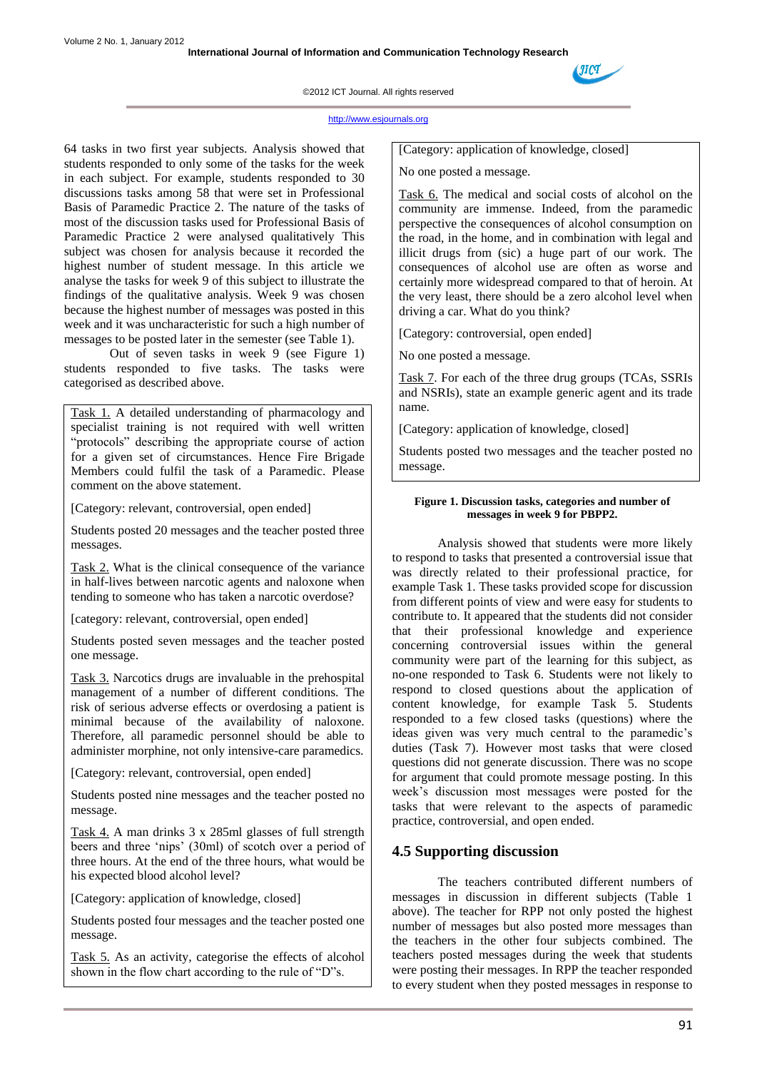64 tasks in two first year subjects. Analysis showed that students responded to only some of the tasks for the week in each subject. For example, students responded to 30 discussions tasks among 58 that were set in Professional Basis of Paramedic Practice 2. The nature of the tasks of most of the discussion tasks used for Professional Basis of Paramedic Practice 2 were analysed qualitatively This subject was chosen for analysis because it recorded the highest number of student message. In this article we analyse the tasks for week 9 of this subject to illustrate the findings of the qualitative analysis. Week 9 was chosen because the highest number of messages was posted in this week and it was uncharacteristic for such a high number of messages to be posted later in the semester (see Table 1).

Out of seven tasks in week 9 (see Figure 1) students responded to five tasks. The tasks were categorised as described above.

Task 1. A detailed understanding of pharmacology and specialist training is not required with well written "protocols" describing the appropriate course of action for a given set of circumstances. Hence Fire Brigade Members could fulfil the task of a Paramedic. Please comment on the above statement.

[Category: relevant, controversial, open ended]

Students posted 20 messages and the teacher posted three messages.

Task 2. What is the clinical consequence of the variance in half-lives between narcotic agents and naloxone when tending to someone who has taken a narcotic overdose?

[category: relevant, controversial, open ended]

Students posted seven messages and the teacher posted one message.

Task 3. Narcotics drugs are invaluable in the prehospital management of a number of different conditions. The risk of serious adverse effects or overdosing a patient is minimal because of the availability of naloxone. Therefore, all paramedic personnel should be able to administer morphine, not only intensive-care paramedics.

[Category: relevant, controversial, open ended]

Students posted nine messages and the teacher posted no message.

Task 4. A man drinks 3 x 285ml glasses of full strength beers and three 'nips' (30ml) of scotch over a period of three hours. At the end of the three hours, what would be his expected blood alcohol level?

[Category: application of knowledge, closed]

Students posted four messages and the teacher posted one message.

Task 5. As an activity, categorise the effects of alcohol shown in the flow chart according to the rule of "D"s.

[Category: application of knowledge, closed]

No one posted a message.

Task 6. The medical and social costs of alcohol on the community are immense. Indeed, from the paramedic perspective the consequences of alcohol consumption on the road, in the home, and in combination with legal and illicit drugs from (sic) a huge part of our work. The consequences of alcohol use are often as worse and certainly more widespread compared to that of heroin. At the very least, there should be a zero alcohol level when driving a car. What do you think?

[Category: controversial, open ended]

No one posted a message.

Task 7. For each of the three drug groups (TCAs, SSRIs and NSRIs), state an example generic agent and its trade name.

[Category: application of knowledge, closed]

Students posted two messages and the teacher posted no message.

**Figure 1. Discussion tasks, categories and number of messages in week 9 for PBPP2.**

Analysis showed that students were more likely to respond to tasks that presented a controversial issue that was directly related to their professional practice, for example Task 1. These tasks provided scope for discussion from different points of view and were easy for students to contribute to. It appeared that the students did not consider that their professional knowledge and experience concerning controversial issues within the general community were part of the learning for this subject, as no-one responded to Task 6. Students were not likely to respond to closed questions about the application of content knowledge, for example Task 5. Students responded to a few closed tasks (questions) where the ideas given was very much central to the paramedic's duties (Task 7). However most tasks that were closed questions did not generate discussion. There was no scope for argument that could promote message posting. In this week's discussion most messages were posted for the tasks that were relevant to the aspects of paramedic practice, controversial, and open ended.

## 4.5 Supporting discussion

The teachers contributed different numbers of messages in discussion in different subjects (Table 1 above). The teacher for RPP not only posted the highest number of messages but also posted more messages than the teachers in the other four subjects combined. The teachers posted messages during the week that students were posting their messages. In RPP the teacher responded to every student when they posted messages in response to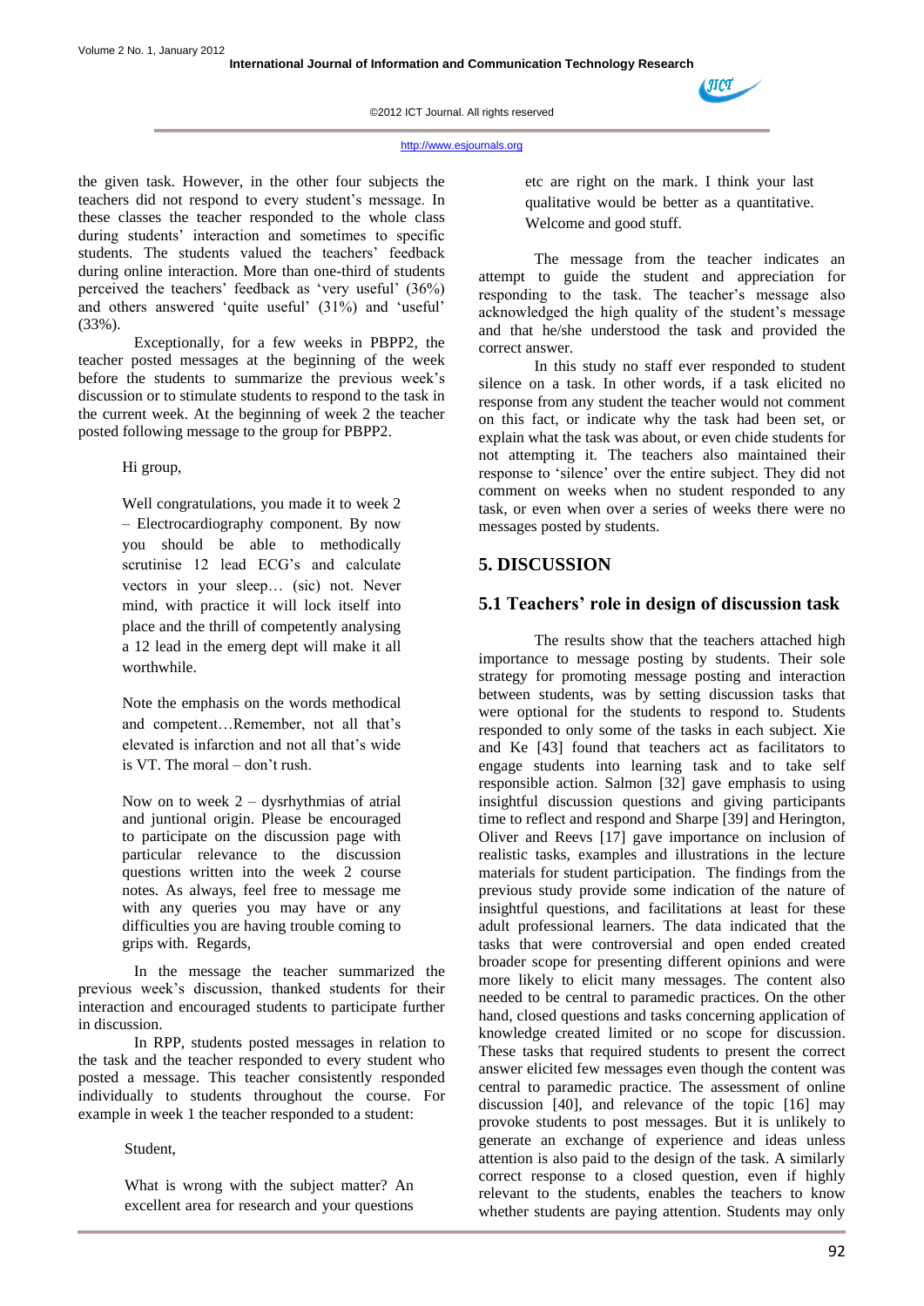the given task. However, in the other four subjects the teachers did not respond to every student's message. In these classes the teacher responded to the whole class during students' interaction and sometimes to specific students. The students valued the teachers' feedback during online interaction. More than one-third of students perceived the teachers' feedback as 'very useful' (36%) and others answered 'quite useful' (31%) and 'useful' (33%).

Exceptionally, for a few weeks in PBPP2, the teacher posted messages at the beginning of the week before the students to summarize the previous week's discussion or to stimulate students to respond to the task in the current week. At the beginning of week 2 the teacher posted following message to the group for PBPP2.

> Hi group,
>
> Well congratulations, you made it to week 2 – Electrocardiography component. By now you should be able to methodically scrutinise 12 lead ECG's and calculate vectors in your sleep… (sic) not. Never mind, with practice it will lock itself into place and the thrill of competently analysing a 12 lead in the emerg dept will make it all worthwhile.
>
> Note the emphasis on the words methodical and competent…Remember, not all that's elevated is infarction and not all that's wide is VT. The moral – don't rush.
>
> Now on to week 2 – dysrhythmias of atrial and juntional origin. Please be encouraged to participate on the discussion page with particular relevance to the discussion questions written into the week 2 course notes. As always, feel free to message me with any queries you may have or any difficulties you are having trouble coming to grips with. Regards,

In the message the teacher summarized the previous week's discussion, thanked students for their interaction and encouraged students to participate further in discussion.

In RPP, students posted messages in relation to the task and the teacher responded to every student who posted a message. This teacher consistently responded individually to students throughout the course. For example in week 1 the teacher responded to a student:

> Student,
>
> What is wrong with the subject matter? An excellent area for research and your questions etc are right on the mark. I think your last qualitative would be better as a quantitative. Welcome and good stuff.

The message from the teacher indicates an attempt to guide the student and appreciation for responding to the task. The teacher's message also acknowledged the high quality of the student's message and that he/she understood the task and provided the correct answer.

In this study no staff ever responded to student silence on a task. In other words, if a task elicited no response from any student the teacher would not comment on this fact, or indicate why the task had been set, or explain what the task was about, or even chide students for not attempting it. The teachers also maintained their response to 'silence' over the entire subject. They did not comment on weeks when no student responded to any task, or even when over a series of weeks there were no messages posted by students.

# 5. DISCUSSION

## 5.1 Teachers' role in design of discussion task

The results show that the teachers attached high importance to message posting by students. Their sole strategy for promoting message posting and interaction between students, was by setting discussion tasks that were optional for the students to respond to. Students responded to only some of the tasks in each subject. Xie and Ke [43] found that teachers act as facilitators to engage students into learning task and to take self responsible action. Salmon [32] gave emphasis to using insightful discussion questions and giving participants time to reflect and respond and Sharpe [39] and Herington, Oliver and Reevs [17] gave importance on inclusion of realistic tasks, examples and illustrations in the lecture materials for student participation. The findings from the previous study provide some indication of the nature of insightful questions, and facilitations at least for these adult professional learners. The data indicated that the tasks that were controversial and open ended created broader scope for presenting different opinions and were more likely to elicit many messages. The content also needed to be central to paramedic practices. On the other hand, closed questions and tasks concerning application of knowledge created limited or no scope for discussion. These tasks that required students to present the correct answer elicited few messages even though the content was central to paramedic practice. The assessment of online discussion [40], and relevance of the topic [16] may provoke students to post messages. But it is unlikely to generate an exchange of experience and ideas unless attention is also paid to the design of the task. A similarly correct response to a closed question, even if highly relevant to the students, enables the teachers to know whether students are paying attention. Students may only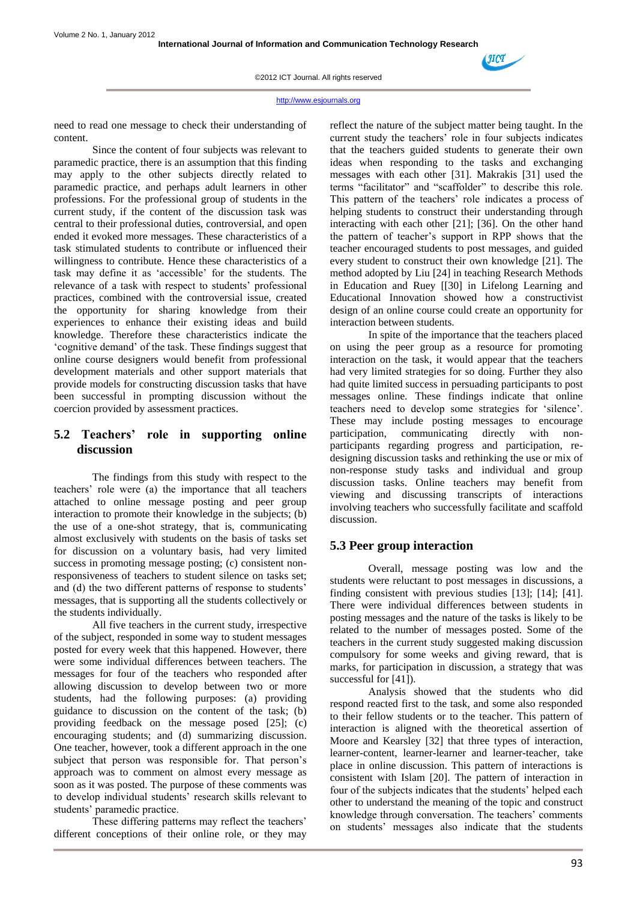need to read one message to check their understanding of content.

Since the content of four subjects was relevant to paramedic practice, there is an assumption that this finding may apply to the other subjects directly related to paramedic practice, and perhaps adult learners in other professions. For the professional group of students in the current study, if the content of the discussion task was central to their professional duties, controversial, and open ended it evoked more messages. These characteristics of a task stimulated students to contribute or influenced their willingness to contribute. Hence these characteristics of a task may define it as 'accessible' for the students. The relevance of a task with respect to students' professional practices, combined with the controversial issue, created the opportunity for sharing knowledge from their experiences to enhance their existing ideas and build knowledge. Therefore these characteristics indicate the 'cognitive demand' of the task. These findings suggest that online course designers would benefit from professional development materials and other support materials that provide models for constructing discussion tasks that have been successful in prompting discussion without the coercion provided by assessment practices.

## 5.2 Teachers' role in supporting online discussion

The findings from this study with respect to the teachers' role were (a) the importance that all teachers attached to online message posting and peer group interaction to promote their knowledge in the subjects; (b) the use of a one-shot strategy, that is, communicating almost exclusively with students on the basis of tasks set for discussion on a voluntary basis, had very limited success in promoting message posting; (c) consistent non-responsiveness of teachers to student silence on tasks set; and (d) the two different patterns of response to students' messages, that is supporting all the students collectively or the students individually.

All five teachers in the current study, irrespective of the subject, responded in some way to student messages posted for every week that this happened. However, there were some individual differences between teachers. The messages for four of the teachers who responded after allowing discussion to develop between two or more students, had the following purposes: (a) providing guidance to discussion on the content of the task; (b) providing feedback on the message posed [25]; (c) encouraging students; and (d) summarizing discussion. One teacher, however, took a different approach in the one subject that person was responsible for. That person's approach was to comment on almost every message as soon as it was posted. The purpose of these comments was to develop individual students' research skills relevant to students' paramedic practice.

These differing patterns may reflect the teachers' different conceptions of their online role, or they may reflect the nature of the subject matter being taught. In the current study the teachers' role in four subjects indicates that the teachers guided students to generate their own ideas when responding to the tasks and exchanging messages with each other [31]. Makrakis [31] used the terms "facilitator" and "scaffolder" to describe this role. This pattern of the teachers' role indicates a process of helping students to construct their understanding through interacting with each other [21]; [36]. On the other hand the pattern of teacher's support in RPP shows that the teacher encouraged students to post messages, and guided every student to construct their own knowledge [21]. The method adopted by Liu [24] in teaching Research Methods in Education and Ruey [[30] in Lifelong Learning and Educational Innovation showed how a constructivist design of an online course could create an opportunity for interaction between students.

In spite of the importance that the teachers placed on using the peer group as a resource for promoting interaction on the task, it would appear that the teachers had very limited strategies for so doing. Further they also had quite limited success in persuading participants to post messages online. These findings indicate that online teachers need to develop some strategies for 'silence'. These may include posting messages to encourage participation, communicating directly with non-participants regarding progress and participation, re-designing discussion tasks and rethinking the use or mix of non-response study tasks and individual and group discussion tasks. Online teachers may benefit from viewing and discussing transcripts of interactions involving teachers who successfully facilitate and scaffold discussion.

## 5.3 Peer group interaction

Overall, message posting was low and the students were reluctant to post messages in discussions, a finding consistent with previous studies [13]; [14]; [41]. There were individual differences between students in posting messages and the nature of the tasks is likely to be related to the number of messages posted. Some of the teachers in the current study suggested making discussion compulsory for some weeks and giving reward, that is marks, for participation in discussion, a strategy that was successful for [41]).

Analysis showed that the students who did respond reacted first to the task, and some also responded to their fellow students or to the teacher. This pattern of interaction is aligned with the theoretical assertion of Moore and Kearsley [32] that three types of interaction, learner-content, learner-learner and learner-teacher, take place in online discussion. This pattern of interactions is consistent with Islam [20]. The pattern of interaction in four of the subjects indicates that the students' helped each other to understand the meaning of the topic and construct knowledge through conversation. The teachers' comments on students' messages also indicate that the students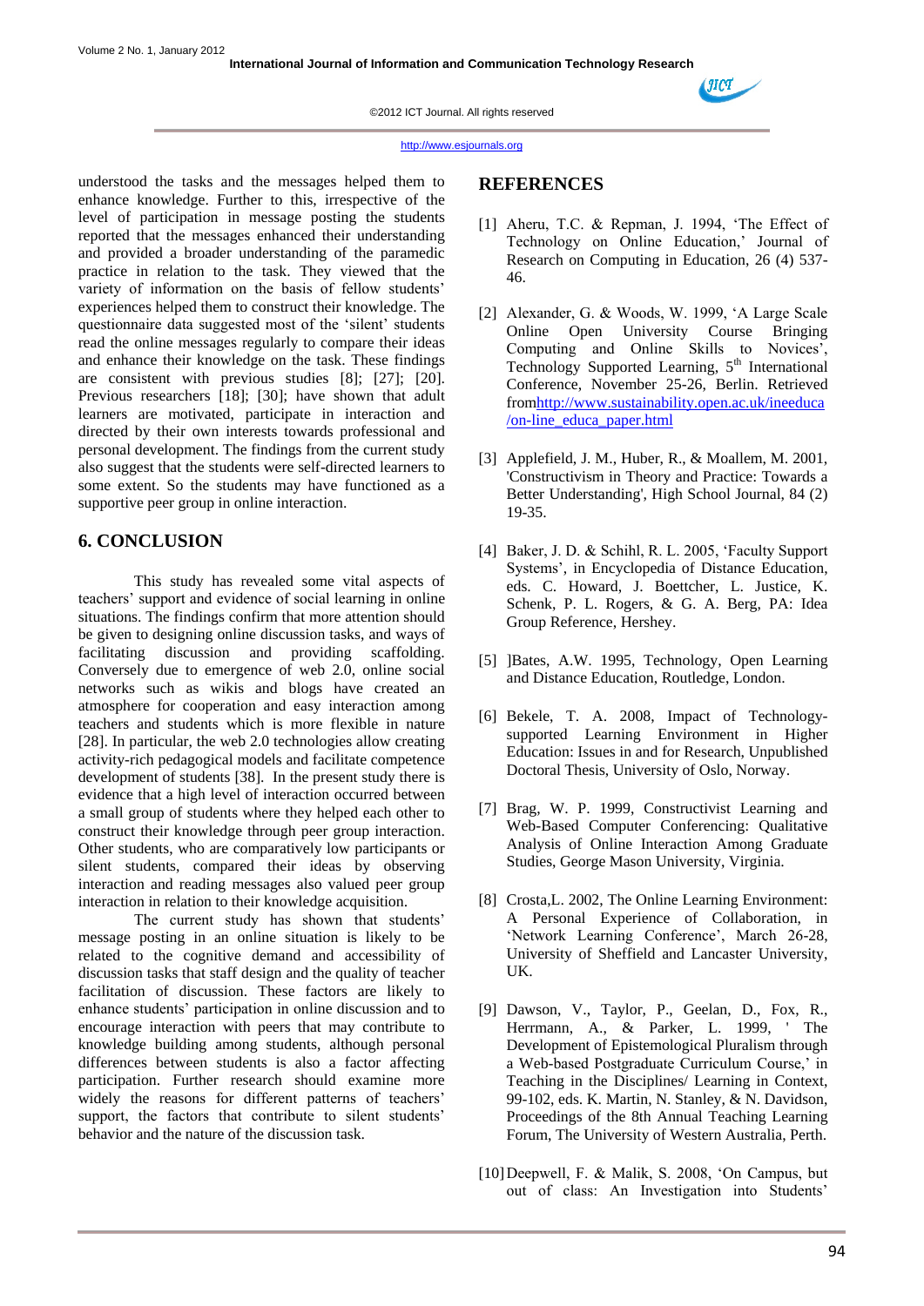understood the tasks and the messages helped them to enhance knowledge. Further to this, irrespective of the level of participation in message posting the students reported that the messages enhanced their understanding and provided a broader understanding of the paramedic practice in relation to the task. They viewed that the variety of information on the basis of fellow students' experiences helped them to construct their knowledge. The questionnaire data suggested most of the 'silent' students read the online messages regularly to compare their ideas and enhance their knowledge on the task. These findings are consistent with previous studies [8]; [27]; [20]. Previous researchers [18]; [30]; have shown that adult learners are motivated, participate in interaction and directed by their own interests towards professional and personal development. The findings from the current study also suggest that the students were self-directed learners to some extent. So the students may have functioned as a supportive peer group in online interaction.

## 6. CONCLUSION

This study has revealed some vital aspects of teachers' support and evidence of social learning in online situations. The findings confirm that more attention should be given to designing online discussion tasks, and ways of facilitating discussion and providing scaffolding. Conversely due to emergence of web 2.0, online social networks such as wikis and blogs have created an atmosphere for cooperation and easy interaction among teachers and students which is more flexible in nature [28]. In particular, the web 2.0 technologies allow creating activity-rich pedagogical models and facilitate competence development of students [38]. In the present study there is evidence that a high level of interaction occurred between a small group of students where they helped each other to construct their knowledge through peer group interaction. Other students, who are comparatively low participants or silent students, compared their ideas by observing interaction and reading messages also valued peer group interaction in relation to their knowledge acquisition.

The current study has shown that students' message posting in an online situation is likely to be related to the cognitive demand and accessibility of discussion tasks that staff design and the quality of teacher facilitation of discussion. These factors are likely to enhance students' participation in online discussion and to encourage interaction with peers that may contribute to knowledge building among students, although personal differences between students is also a factor affecting participation. Further research should examine more widely the reasons for different patterns of teachers' support, the factors that contribute to silent students' behavior and the nature of the discussion task.

## REFERENCES

[1] Aheru, T.C. & Repman, J. 1994, 'The Effect of Technology on Online Education,' Journal of Research on Computing in Education, 26 (4) 537-46.

[2] Alexander, G. & Woods, W. 1999, 'A Large Scale Online Open University Course Bringing Computing and Online Skills to Novices', Technology Supported Learning, 5th International Conference, November 25-26, Berlin. Retrieved fromhttp://www.sustainability.open.ac.uk/ineeduca/on-line_educa_paper.html

[3] Applefield, J. M., Huber, R., & Moallem, M. 2001, 'Constructivism in Theory and Practice: Towards a Better Understanding', High School Journal, 84 (2) 19-35.

[4] Baker, J. D. & Schihl, R. L. 2005, 'Faculty Support Systems', in Encyclopedia of Distance Education, eds. C. Howard, J. Boettcher, L. Justice, K. Schenk, P. L. Rogers, & G. A. Berg, PA: Idea Group Reference, Hershey.

[5] ]Bates, A.W. 1995, Technology, Open Learning and Distance Education, Routledge, London.

[6] Bekele, T. A. 2008, Impact of Technology-supported Learning Environment in Higher Education: Issues in and for Research, Unpublished Doctoral Thesis, University of Oslo, Norway.

[7] Brag, W. P. 1999, Constructivist Learning and Web-Based Computer Conferencing: Qualitative Analysis of Online Interaction Among Graduate Studies, George Mason University, Virginia.

[8] Crosta,L. 2002, The Online Learning Environment: A Personal Experience of Collaboration, in 'Network Learning Conference', March 26-28, University of Sheffield and Lancaster University, UK.

[9] Dawson, V., Taylor, P., Geelan, D., Fox, R., Herrmann, A., & Parker, L. 1999, ' The Development of Epistemological Pluralism through a Web-based Postgraduate Curriculum Course,' in Teaching in the Disciplines/ Learning in Context, 99-102, eds. K. Martin, N. Stanley, & N. Davidson, Proceedings of the 8th Annual Teaching Learning Forum, The University of Western Australia, Perth.

[10] Deepwell, F. & Malik, S. 2008, 'On Campus, but out of class: An Investigation into Students'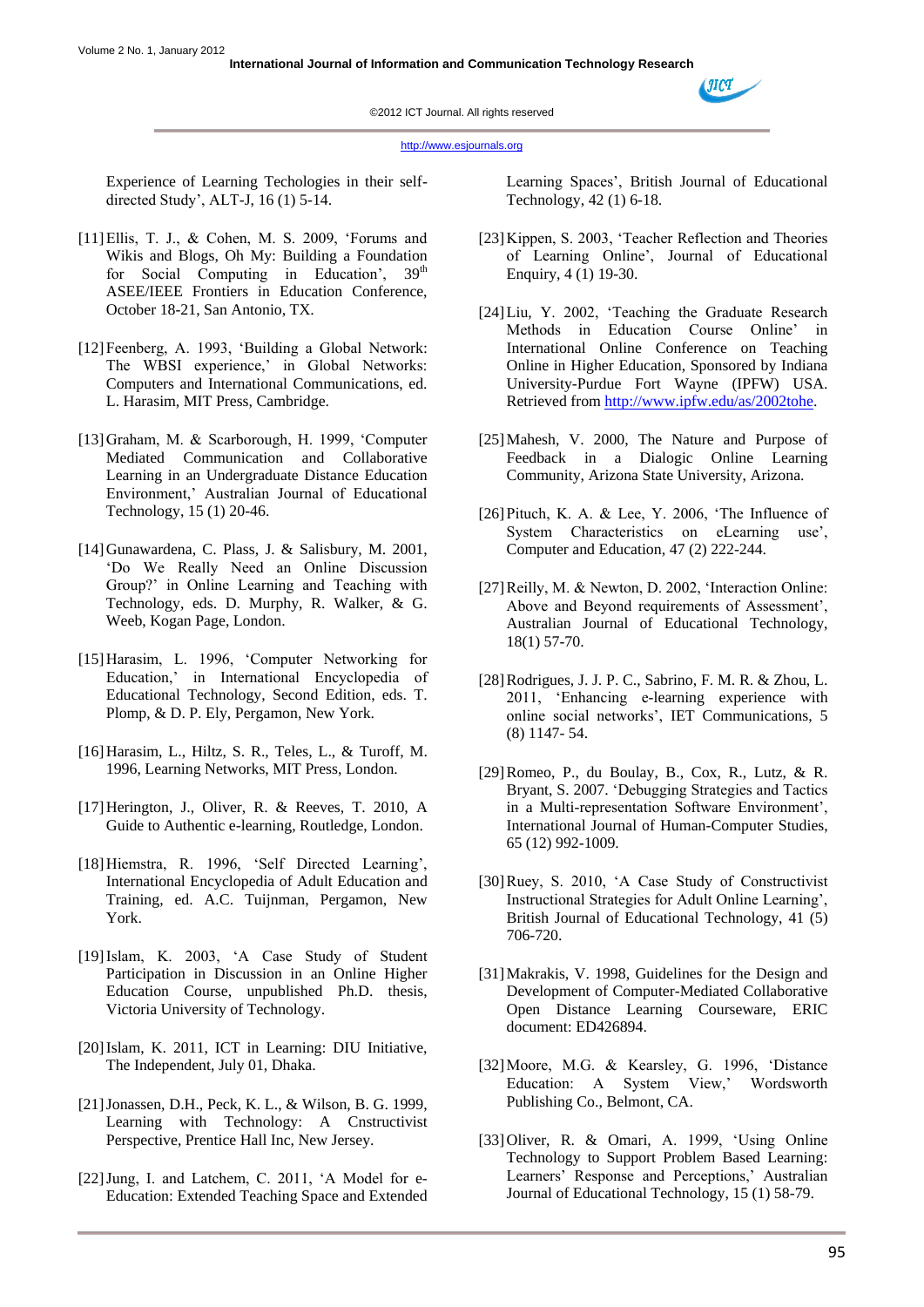Experience of Learning Techologies in their self-directed Study', ALT-J, 16 (1) 5-14.

[11] Ellis, T. J., & Cohen, M. S. 2009, 'Forums and Wikis and Blogs, Oh My: Building a Foundation for Social Computing in Education', 39th ASEE/IEEE Frontiers in Education Conference, October 18-21, San Antonio, TX.

[12] Feenberg, A. 1993, 'Building a Global Network: The WBSI experience,' in Global Networks: Computers and International Communications, ed. L. Harasim, MIT Press, Cambridge.

[13] Graham, M. & Scarborough, H. 1999, 'Computer Mediated Communication and Collaborative Learning in an Undergraduate Distance Education Environment,' Australian Journal of Educational Technology, 15 (1) 20-46.

[14] Gunawardena, C. Plass, J. & Salisbury, M. 2001, 'Do We Really Need an Online Discussion Group?' in Online Learning and Teaching with Technology, eds. D. Murphy, R. Walker, & G. Weeb, Kogan Page, London.

[15] Harasim, L. 1996, 'Computer Networking for Education,' in International Encyclopedia of Educational Technology, Second Edition, eds. T. Plomp, & D. P. Ely, Pergamon, New York.

[16] Harasim, L., Hiltz, S. R., Teles, L., & Turoff, M. 1996, Learning Networks, MIT Press, London.

[17] Herington, J., Oliver, R. & Reeves, T. 2010, A Guide to Authentic e-learning, Routledge, London.

[18] Hiemstra, R. 1996, 'Self Directed Learning', International Encyclopedia of Adult Education and Training, ed. A.C. Tuijnman, Pergamon, New York.

[19] Islam, K. 2003, 'A Case Study of Student Participation in Discussion in an Online Higher Education Course, unpublished Ph.D. thesis, Victoria University of Technology.

[20] Islam, K. 2011, ICT in Learning: DIU Initiative, The Independent, July 01, Dhaka.

[21] Jonassen, D.H., Peck, K. L., & Wilson, B. G. 1999, Learning with Technology: A Cnstructivist Perspective, Prentice Hall Inc, New Jersey.

[22] Jung, I. and Latchem, C. 2011, 'A Model for e-Education: Extended Teaching Space and Extended Learning Spaces', British Journal of Educational Technology, 42 (1) 6-18.

[23] Kippen, S. 2003, 'Teacher Reflection and Theories of Learning Online', Journal of Educational Enquiry, 4 (1) 19-30.

[24] Liu, Y. 2002, 'Teaching the Graduate Research Methods in Education Course Online' in International Online Conference on Teaching Online in Higher Education, Sponsored by Indiana University-Purdue Fort Wayne (IPFW) USA. Retrieved from http://www.ipfw.edu/as/2002tohe.

[25] Mahesh, V. 2000, The Nature and Purpose of Feedback in a Dialogic Online Learning Community, Arizona State University, Arizona.

[26] Pituch, K. A. & Lee, Y. 2006, 'The Influence of System Characteristics on eLearning use', Computer and Education, 47 (2) 222-244.

[27] Reilly, M. & Newton, D. 2002, 'Interaction Online: Above and Beyond requirements of Assessment', Australian Journal of Educational Technology, 18(1) 57-70.

[28] Rodrigues, J. J. P. C., Sabrino, F. M. R. & Zhou, L. 2011, 'Enhancing e-learning experience with online social networks', IET Communications, 5 (8) 1147- 54.

[29] Romeo, P., du Boulay, B., Cox, R., Lutz, & R. Bryant, S. 2007. 'Debugging Strategies and Tactics in a Multi-representation Software Environment', International Journal of Human-Computer Studies, 65 (12) 992-1009.

[30] Ruey, S. 2010, 'A Case Study of Constructivist Instructional Strategies for Adult Online Learning', British Journal of Educational Technology, 41 (5) 706-720.

[31] Makrakis, V. 1998, Guidelines for the Design and Development of Computer-Mediated Collaborative Open Distance Learning Courseware, ERIC document: ED426894.

[32] Moore, M.G. & Kearsley, G. 1996, 'Distance Education: A System View,' Wordsworth Publishing Co., Belmont, CA.

[33] Oliver, R. & Omari, A. 1999, 'Using Online Technology to Support Problem Based Learning: Learners' Response and Perceptions,' Australian Journal of Educational Technology, 15 (1) 58-79.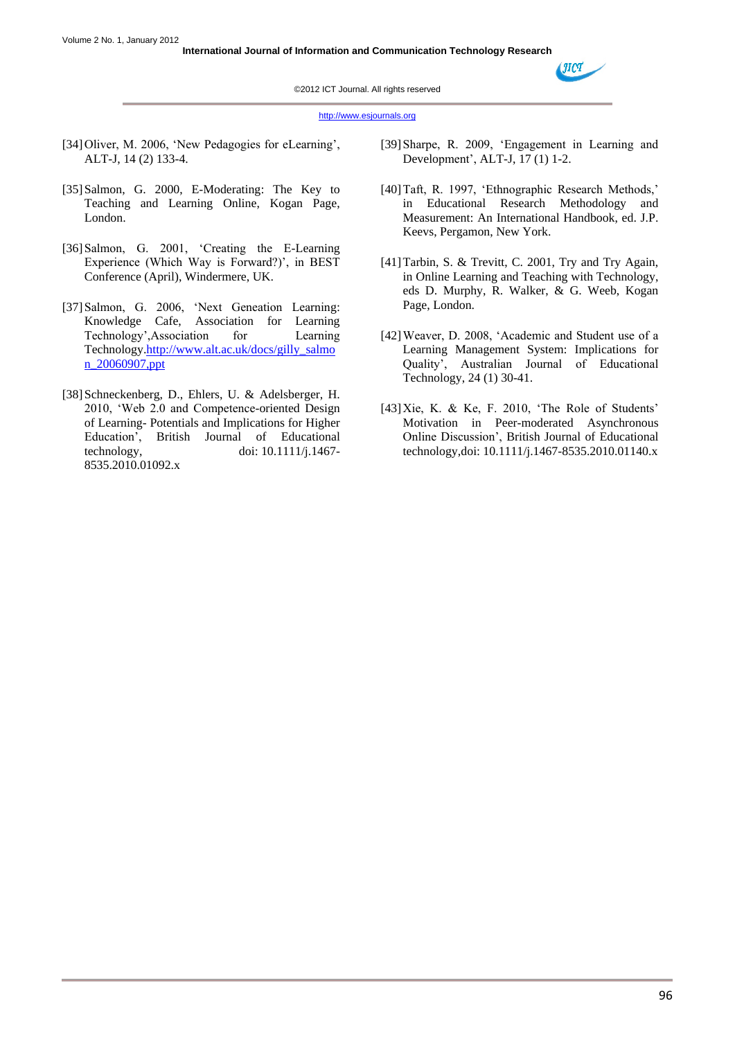[34] Oliver, M. 2006, 'New Pedagogies for eLearning', ALT-J, 14 (2) 133-4.

[35] Salmon, G. 2000, E-Moderating: The Key to Teaching and Learning Online, Kogan Page, London.

[36] Salmon, G. 2001, 'Creating the E-Learning Experience (Which Way is Forward?)', in BEST Conference (April), Windermere, UK.

[37] Salmon, G. 2006, 'Next Geneation Learning: Knowledge Cafe, Association for Learning Technology',Association for Learning Technology.http://www.alt.ac.uk/docs/gilly_salmon_20060907.ppt

[38] Schneckenberg, D., Ehlers, U. & Adelsberger, H. 2010, 'Web 2.0 and Competence-oriented Design of Learning- Potentials and Implications for Higher Education', British Journal of Educational technology, doi: 10.1111/j.1467-8535.2010.01092.x

[39] Sharpe, R. 2009, 'Engagement in Learning and Development', ALT-J, 17 (1) 1-2.

[40] Taft, R. 1997, 'Ethnographic Research Methods,' in Educational Research Methodology and Measurement: An International Handbook, ed. J.P. Keevs, Pergamon, New York.

[41] Tarbin, S. & Trevitt, C. 2001, Try and Try Again, in Online Learning and Teaching with Technology, eds D. Murphy, R. Walker, & G. Weeb, Kogan Page, London.

[42] Weaver, D. 2008, 'Academic and Student use of a Learning Management System: Implications for Quality', Australian Journal of Educational Technology, 24 (1) 30-41.

[43] Xie, K. & Ke, F. 2010, 'The Role of Students' Motivation in Peer-moderated Asynchronous Online Discussion', British Journal of Educational technology,doi: 10.1111/j.1467-8535.2010.01140.x